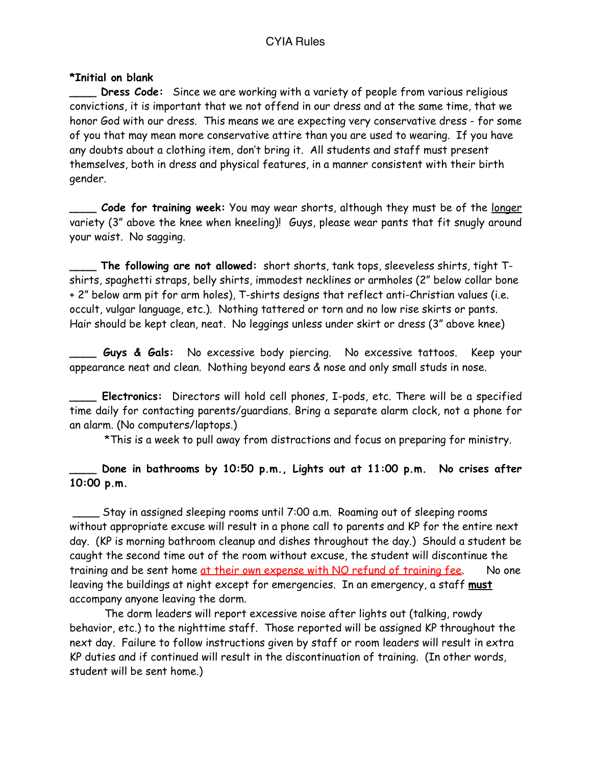# CYIA Rules

**\*Initial on blank**

____ **Dress Code:** Since we are working with a variety of people from various religious convictions, it is important that we not offend in our dress and at the same time, that we honor God with our dress. This means we are expecting very conservative dress - for some of you that may mean more conservative attire than you are used to wearing. If you have any doubts about a clothing item, don't bring it. All students and staff must present themselves, both in dress and physical features, in a manner consistent with their birth gender.

____ **Code for training week:** You may wear shorts, although they must be of the <u>longer</u> variety (3" above the knee when kneeling)! Guys, please wear pants that fit snugly around your waist. No sagging.

____ **The following are not allowed:** short shorts, tank tops, sleeveless shirts, tight T-shirts, spaghetti straps, belly shirts, immodest necklines or armholes (2" below collar bone + 2" below arm pit for arm holes), T-shirts designs that reflect anti-Christian values (i.e. occult, vulgar language, etc.). Nothing tattered or torn and no low rise skirts or pants. Hair should be kept clean, neat. No leggings unless under skirt or dress (3" above knee)

____ **Guys & Gals:** No excessive body piercing. No excessive tattoos. Keep your appearance neat and clean. Nothing beyond ears & nose and only small studs in nose.

____ **Electronics:** Directors will hold cell phones, I-pods, etc. There will be a specified time daily for contacting parents/guardians. Bring a separate alarm clock, not a phone for an alarm. (No computers/laptops.)

\*This is a week to pull away from distractions and focus on preparing for ministry.

____ **Done in bathrooms by 10:50 p.m., Lights out at 11:00 p.m. No crises after 10:00 p.m.**

____ Stay in assigned sleeping rooms until 7:00 a.m. Roaming out of sleeping rooms without appropriate excuse will result in a phone call to parents and KP for the entire next day. (KP is morning bathroom cleanup and dishes throughout the day.) Should a student be caught the second time out of the room without excuse, the student will discontinue the training and be sent home <u>at their own expense with NO refund of training fee</u>. No one leaving the buildings at night except for emergencies. In an emergency, a staff <u>**must**</u> accompany anyone leaving the dorm.

The dorm leaders will report excessive noise after lights out (talking, rowdy behavior, etc.) to the nighttime staff. Those reported will be assigned KP throughout the next day. Failure to follow instructions given by staff or room leaders will result in extra KP duties and if continued will result in the discontinuation of training. (In other words, student will be sent home.)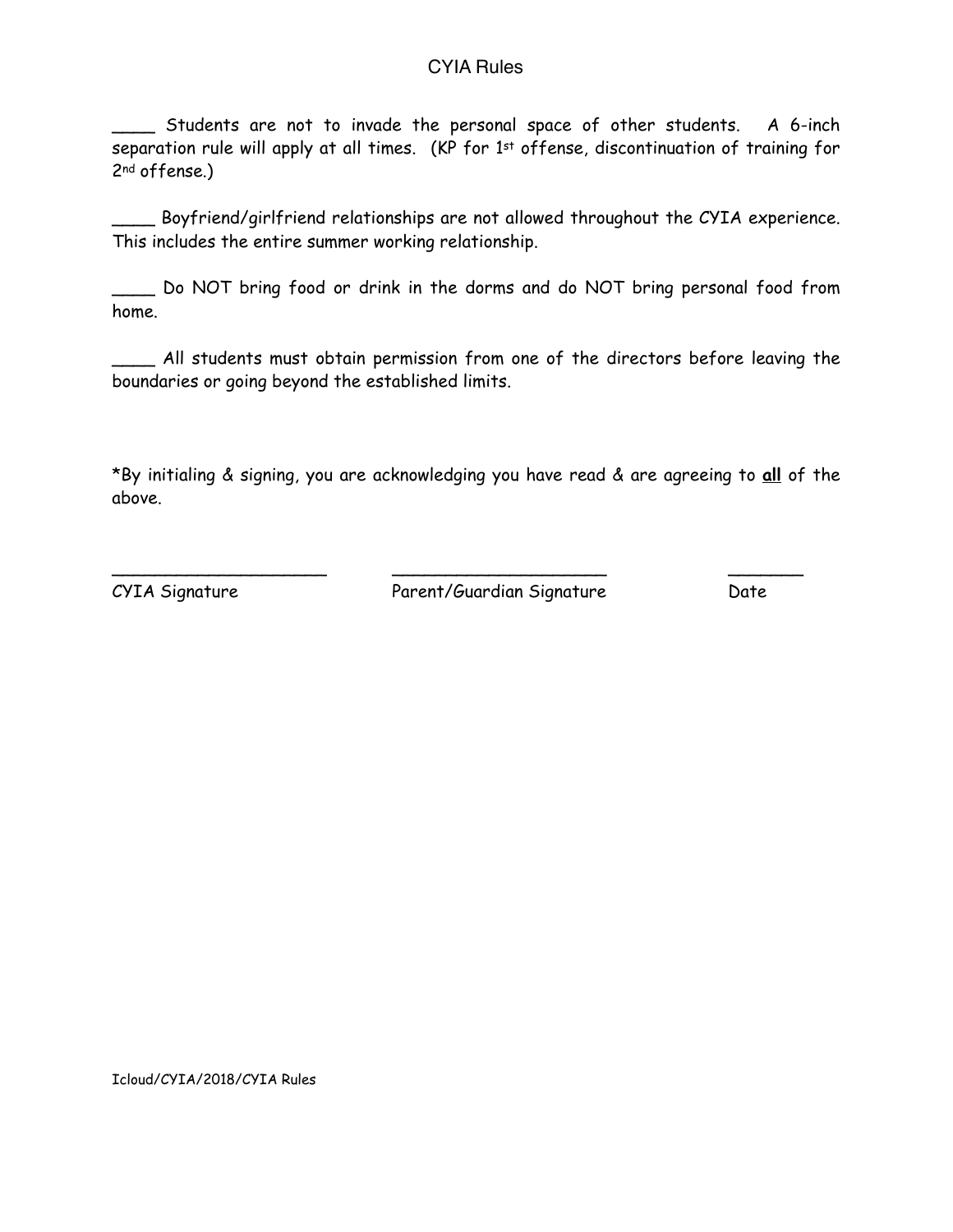# CYIA Rules

____ Students are not to invade the personal space of other students. A 6-inch separation rule will apply at all times. (KP for 1st offense, discontinuation of training for 2nd offense.)

____ Boyfriend/girlfriend relationships are not allowed throughout the CYIA experience. This includes the entire summer working relationship.

____ Do NOT bring food or drink in the dorms and do NOT bring personal food from home.

____ All students must obtain permission from one of the directors before leaving the boundaries or going beyond the established limits.

*By initialing & signing, you are acknowledging you have read & are agreeing to **all** of the above.

____________________ ____________________ _______

CYIA Signature Parent/Guardian Signature Date

Icloud/CYIA/2018/CYIA Rules